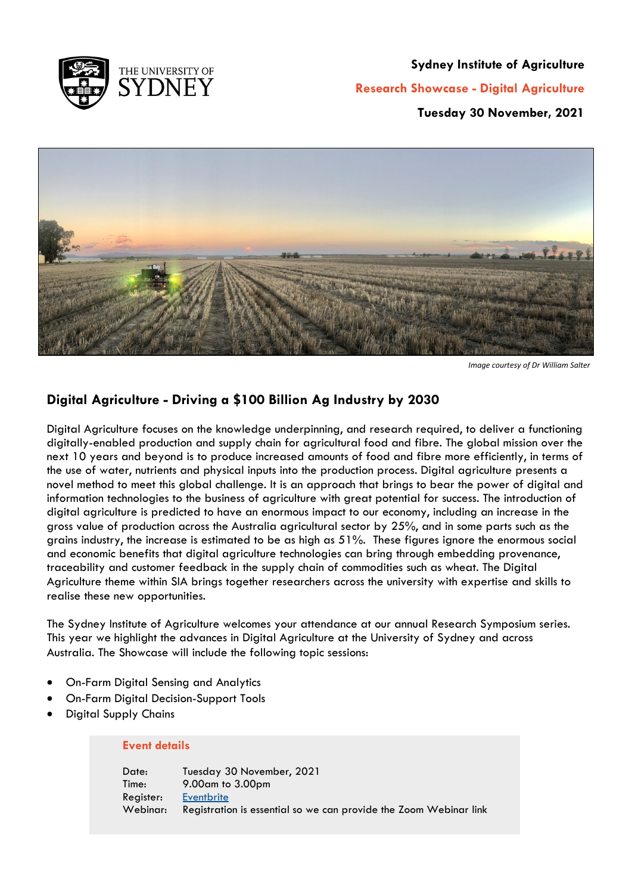Sydney Institute of Agriculture

**Research Showcase - Digital Agriculture**

**Tuesday 30 November, 2021**

*Image courtesy of Dr William Salter*

## Digital Agriculture - Driving a $100 Billion Ag Industry by 2030

Digital Agriculture focuses on the knowledge underpinning, and research required, to deliver a functioning digitally-enabled production and supply chain for agricultural food and fibre. The global mission over the next 10 years and beyond is to produce increased amounts of food and fibre more efficiently, in terms of the use of water, nutrients and physical inputs into the production process. Digital agriculture presents a novel method to meet this global challenge. It is an approach that brings to bear the power of digital and information technologies to the business of agriculture with great potential for success. The introduction of digital agriculture is predicted to have an enormous impact to our economy, including an increase in the gross value of production across the Australia agricultural sector by 25%, and in some parts such as the grains industry, the increase is estimated to be as high as 51%. These figures ignore the enormous social and economic benefits that digital agriculture technologies can bring through embedding provenance, traceability and customer feedback in the supply chain of commodities such as wheat. The Digital Agriculture theme within SIA brings together researchers across the university with expertise and skills to realise these new opportunities.

The Sydney Institute of Agriculture welcomes your attendance at our annual Research Symposium series. This year we highlight the advances in Digital Agriculture at the University of Sydney and across Australia. The Showcase will include the following topic sessions:

- On-Farm Digital Sensing and Analytics
- On-Farm Digital Decision-Support Tools
- Digital Supply Chains

**Event details**

Date: Tuesday 30 November, 2021
Time: 9.00am to 3.00pm
Register: Eventbrite
Webinar: Registration is essential so we can provide the Zoom Webinar link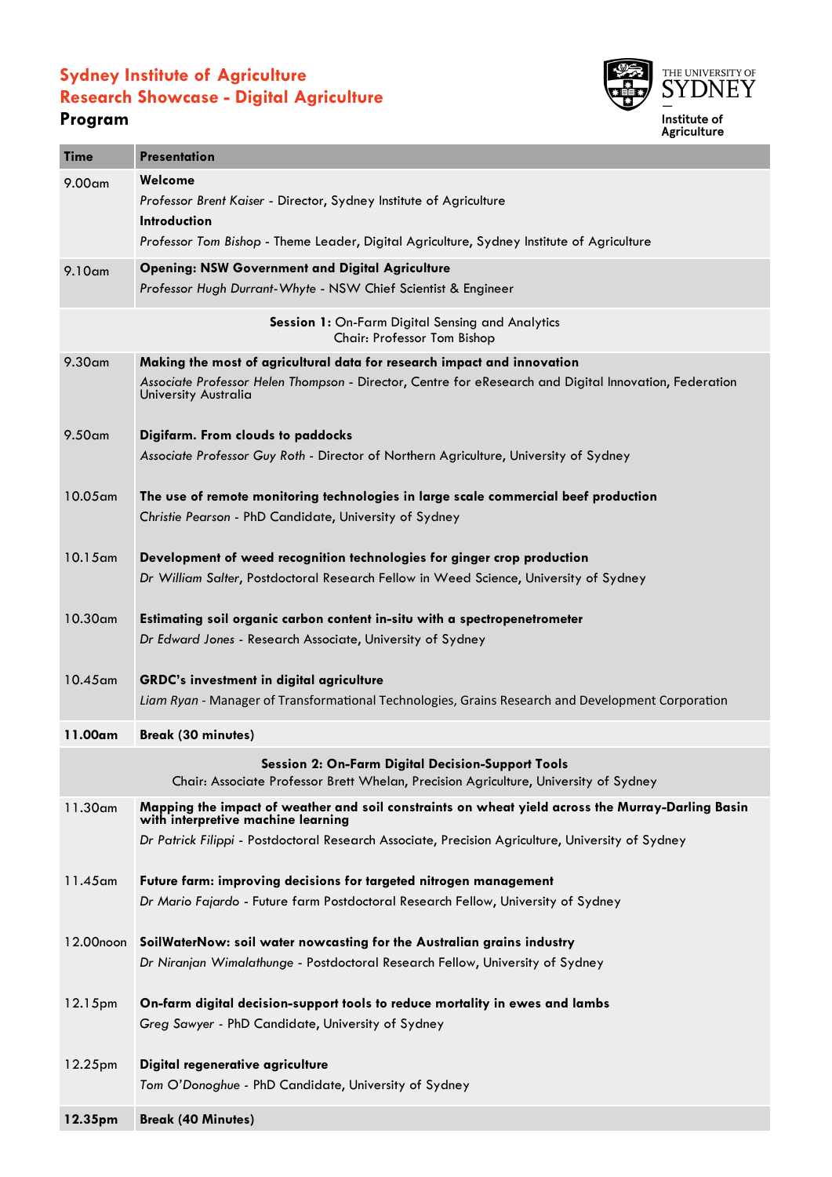# Sydney Institute of Agriculture
# Research Showcase - Digital Agriculture
## Program

| Time | Presentation |
|---|---|
| 9.00am | **Welcome**<br>*Professor Brent Kaiser* - Director, Sydney Institute of Agriculture<br>**Introduction**<br>*Professor Tom Bishop* - Theme Leader, Digital Agriculture, Sydney Institute of Agriculture |
| 9.10am | **Opening: NSW Government and Digital Agriculture**<br>*Professor Hugh Durrant-Whyte* - NSW Chief Scientist & Engineer |
| | **Session 1:** On-Farm Digital Sensing and Analytics<br>Chair: Professor Tom Bishop |
| 9.30am | **Making the most of agricultural data for research impact and innovation**<br>*Associate Professor Helen Thompson* - Director, Centre for eResearch and Digital Innovation, Federation University Australia |
| 9.50am | **Digifarm. From clouds to paddocks**<br>*Associate Professor Guy Roth* - Director of Northern Agriculture, University of Sydney |
| 10.05am | **The use of remote monitoring technologies in large scale commercial beef production**<br>*Christie Pearson* - PhD Candidate, University of Sydney |
| 10.15am | **Development of weed recognition technologies for ginger crop production**<br>*Dr William Salter*, Postdoctoral Research Fellow in Weed Science, University of Sydney |
| 10.30am | **Estimating soil organic carbon content in-situ with a spectropenetrometer**<br>*Dr Edward Jones* - Research Associate, University of Sydney |
| 10.45am | **GRDC's investment in digital agriculture**<br>*Liam Ryan* - Manager of Transformational Technologies, Grains Research and Development Corporation |
| **11.00am** | **Break (30 minutes)** |
| | **Session 2: On-Farm Digital Decision-Support Tools**<br>Chair: Associate Professor Brett Whelan, Precision Agriculture, University of Sydney |
| 11.30am | **Mapping the impact of weather and soil constraints on wheat yield across the Murray-Darling Basin with interpretive machine learning**<br>*Dr Patrick Filippi* - Postdoctoral Research Associate, Precision Agriculture, University of Sydney |
| 11.45am | **Future farm: improving decisions for targeted nitrogen management**<br>*Dr Mario Fajardo* - Future farm Postdoctoral Research Fellow, University of Sydney |
| 12.00noon | **SoilWaterNow: soil water nowcasting for the Australian grains industry**<br>*Dr Niranjan Wimalathunge* - Postdoctoral Research Fellow, University of Sydney |
| 12.15pm | **On-farm digital decision-support tools to reduce mortality in ewes and lambs**<br>*Greg Sawyer* - PhD Candidate, University of Sydney |
| 12.25pm | **Digital regenerative agriculture**<br>*Tom O'Donoghue* - PhD Candidate, University of Sydney |
| **12.35pm** | **Break (40 Minutes)** |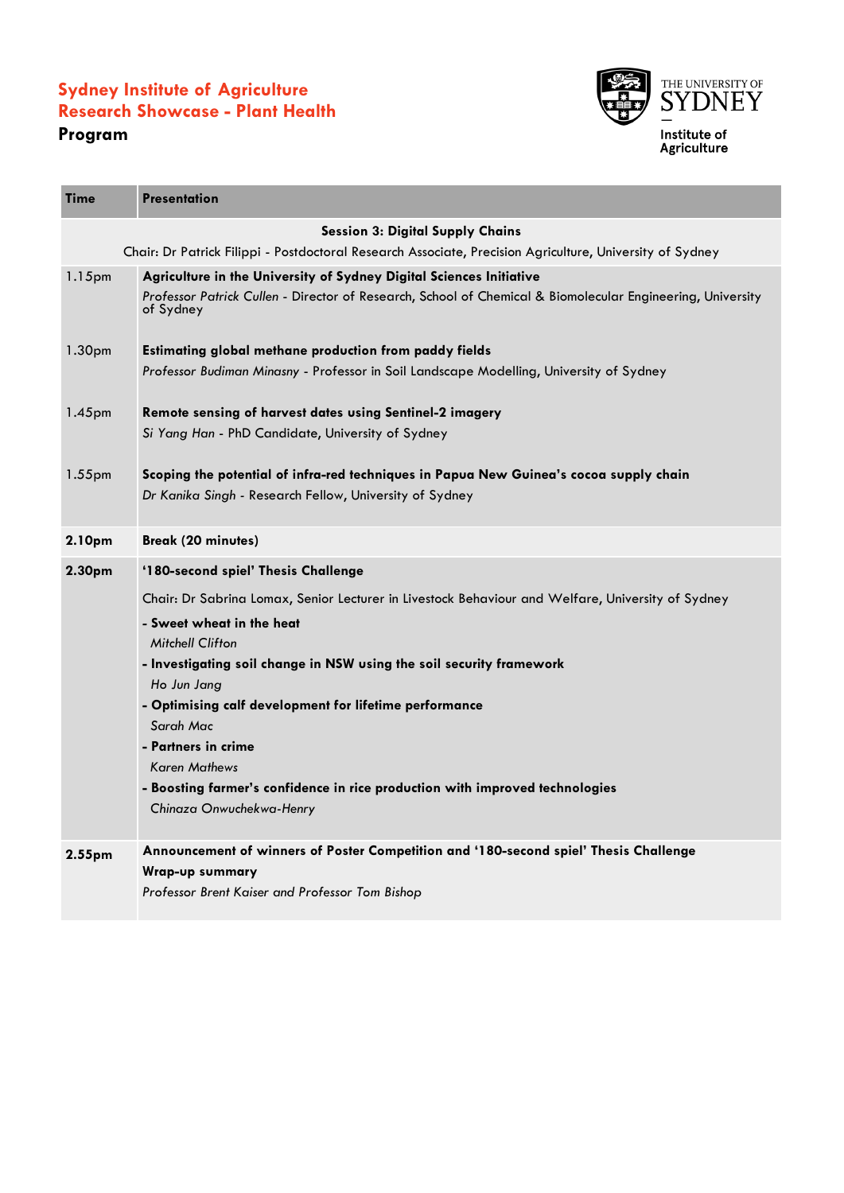# Sydney Institute of Agriculture
## Research Showcase - Plant Health
### Program

THE UNIVERSITY OF SYDNEY
Institute of Agriculture

| Time | Presentation |
| --- | --- |
| | **Session 3: Digital Supply Chains**<br>Chair: Dr Patrick Filippi - Postdoctoral Research Associate, Precision Agriculture, University of Sydney |
| 1.15pm | **Agriculture in the University of Sydney Digital Sciences Initiative**<br>*Professor Patrick Cullen* - Director of Research, School of Chemical & Biomolecular Engineering, University of Sydney |
| 1.30pm | **Estimating global methane production from paddy fields**<br>*Professor Budiman Minasny* - Professor in Soil Landscape Modelling, University of Sydney |
| 1.45pm | **Remote sensing of harvest dates using Sentinel-2 imagery**<br>*Si Yang Han* - PhD Candidate, University of Sydney |
| 1.55pm | **Scoping the potential of infra-red techniques in Papua New Guinea's cocoa supply chain**<br>*Dr Kanika Singh* - Research Fellow, University of Sydney |
| **2.10pm** | **Break (20 minutes)** |
| **2.30pm** | **'180-second spiel' Thesis Challenge**<br>Chair: Dr Sabrina Lomax, Senior Lecturer in Livestock Behaviour and Welfare, University of Sydney<br>**- Sweet wheat in the heat**<br>*Mitchell Clifton*<br>**- Investigating soil change in NSW using the soil security framework**<br>*Ho Jun Jang*<br>**- Optimising calf development for lifetime performance**<br>*Sarah Mac*<br>**- Partners in crime**<br>*Karen Mathews*<br>**- Boosting farmer's confidence in rice production with improved technologies**<br>*Chinaza Onwuchekwa-Henry* |
| **2.55pm** | **Announcement of winners of Poster Competition and '180-second spiel' Thesis Challenge**<br>**Wrap-up summary**<br>*Professor Brent Kaiser and Professor Tom Bishop* |